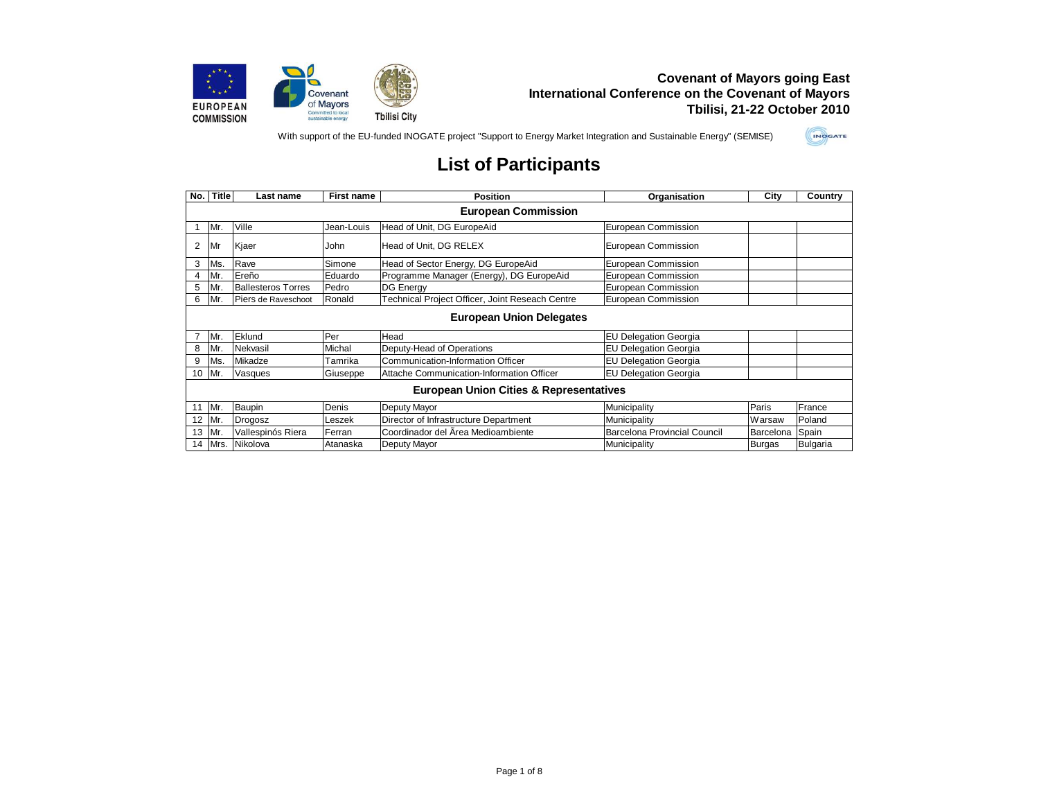**Covenant of Mayors going East**
**International Conference on the Covenant of Mayors**
**Tbilisi, 21-22 October 2010**

With support of the EU-funded INOGATE project "Support to Energy Market Integration and Sustainable Energy" (SEMISE)

# List of Participants

| No. | Title | Last name | First name | Position | Organisation | City | Country |
|---|---|---|---|---|---|---|---|
| **European Commission** | | | | | | | |
| 1 | Mr. | Ville | Jean-Louis | Head of Unit, DG EuropeAid | European Commission | | |
| 2 | Mr | Kjaer | John | Head of Unit, DG RELEX | European Commission | | |
| 3 | Ms. | Rave | Simone | Head of Sector Energy, DG EuropeAid | European Commission | | |
| 4 | Mr. | Ereño | Eduardo | Programme Manager (Energy), DG EuropeAid | European Commission | | |
| 5 | Mr. | Ballesteros Torres | Pedro | DG Energy | European Commission | | |
| 6 | Mr. | Piers de Raveschoot | Ronald | Technical Project Officer, Joint Reseach Centre | European Commission | | |
| **European Union Delegates** | | | | | | | |
| 7 | Mr. | Eklund | Per | Head | EU Delegation Georgia | | |
| 8 | Mr. | Nekvasil | Michal | Deputy-Head of Operations | EU Delegation Georgia | | |
| 9 | Ms. | Mikadze | Tamrika | Communication-Information Officer | EU Delegation Georgia | | |
| 10 | Mr. | Vasques | Giuseppe | Attache Communication-Information Officer | EU Delegation Georgia | | |
| **European Union Cities & Representatives** | | | | | | | |
| 11 | Mr. | Baupin | Denis | Deputy Mayor | Municipality | Paris | France |
| 12 | Mr. | Drogosz | Leszek | Director of Infrastructure Department | Municipality | Warsaw | Poland |
| 13 | Mr. | Vallespinós Riera | Ferran | Coordinador del Ãrea Medioambiente | Barcelona Provincial Council | Barcelona | Spain |
| 14 | Mrs. | Nikolova | Atanaska | Deputy Mayor | Municipality | Burgas | Bulgaria |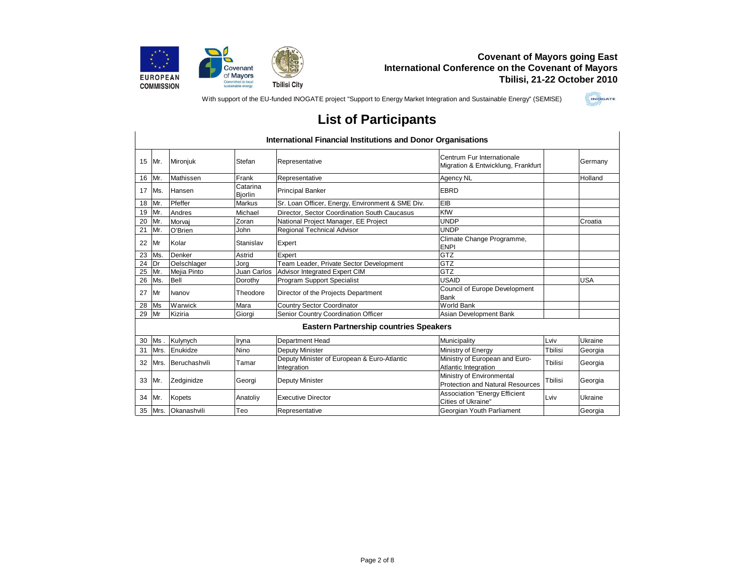**Covenant of Mayors going East**
**International Conference on the Covenant of Mayors**
**Tbilisi, 21-22 October 2010**

With support of the EU-funded INOGATE project "Support to Energy Market Integration and Sustainable Energy" (SEMISE)

# List of Participants

| | | | | | | | |
|---|---|---|---|---|---|---|---|
| **International Financial Institutions and Donor Organisations** | | | | | | | |
| 15 | Mr. | Mironjuk | Stefan | Representative | Centrum Fur Internationale Migration & Entwicklung, Frankfurt | | Germany |
| 16 | Mr. | Mathissen | Frank | Representative | Agency NL | | Holland |
| 17 | Ms. | Hansen | Catarina Bjorlin | Principal Banker | EBRD | | |
| 18 | Mr. | Pfeffer | Markus | Sr. Loan Officer, Energy, Environment & SME Div. | EIB | | |
| 19 | Mr. | Andres | Michael | Director, Sector Coordination South Caucasus | KfW | | |
| 20 | Mr. | Morvaj | Zoran | National Project Manager, EE Project | UNDP | | Croatia |
| 21 | Mr. | O'Brien | John | Regional Technical Advisor | UNDP | | |
| 22 | Mr | Kolar | Stanislav | Expert | Climate Change Programme, ENPI | | |
| 23 | Ms. | Denker | Astrid | Expert | GTZ | | |
| 24 | Dr | Oelschlager | Jorg | Team Leader, Private Sector Development | GTZ | | |
| 25 | Mr. | Mejia Pinto | Juan Carlos | Advisor Integrated Expert CIM | GTZ | | |
| 26 | Ms. | Bell | Dorothy | Program Support Specialist | USAID | | USA |
| 27 | Mr | Ivanov | Theodore | Director of the Projects Department | Council of Europe Development Bank | | |
| 28 | Ms | Warwick | Mara | Country Sector Coordinator | World Bank | | |
| 29 | Mr | Kiziria | Giorgi | Senior Country Coordination Officer | Asian Development Bank | | |
| **Eastern Partnership countries Speakers** | | | | | | | |
| 30 | Ms . | Kulynych | Iryna | Department Head | Municipality | Lviv | Ukraine |
| 31 | Mrs. | Enukidze | Nino | Deputy Minister | Ministry of Energy | Tbilisi | Georgia |
| 32 | Mrs. | Beruchashvili | Tamar | Deputy Minister of European & Euro-Atlantic Integration | Ministry of European and Euro-Atlantic Integration | Tbilisi | Georgia |
| 33 | Mr. | Zedginidze | Georgi | Deputy Minister | Ministry of Environmental Protection and Natural Resources | Tbilisi | Georgia |
| 34 | Mr. | Kopets | Anatoliy | Executive Director | Association "Energy Efficient Cities of Ukraine" | Lviv | Ukraine |
| 35 | Mrs. | Okanashvili | Teo | Representative | Georgian Youth Parliament | | Georgia |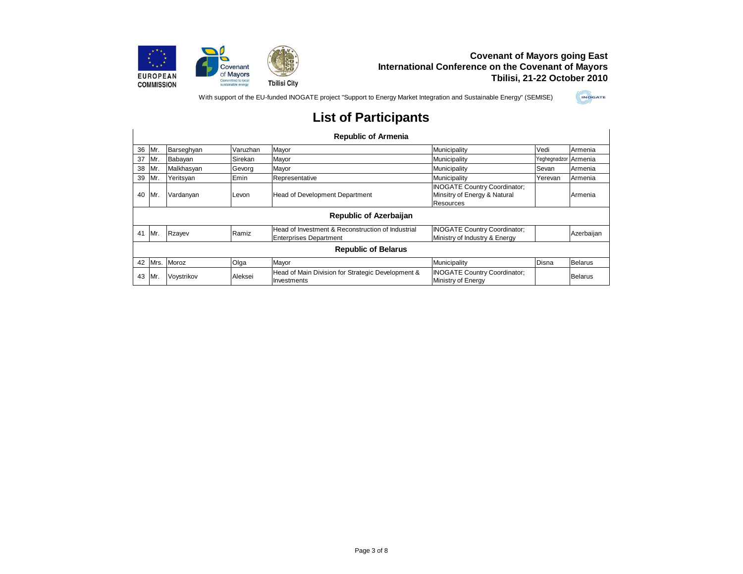**Covenant of Mayors going East**
**International Conference on the Covenant of Mayors**
**Tbilisi, 21-22 October 2010**

With support of the EU-funded INOGATE project "Support to Energy Market Integration and Sustainable Energy" (SEMISE)

# List of Participants

| | | | | | | | |
|---|---|---|---|---|---|---|---|
| **Republic of Armenia** | | | | | | | |
| 36 | Mr. | Barseghyan | Varuzhan | Mayor | Municipality | Vedi | Armenia |
| 37 | Mr. | Babayan | Sirekan | Mayor | Municipality | Yeghegnadzor | Armenia |
| 38 | Mr. | Malkhasyan | Gevorg | Mayor | Municipality | Sevan | Armenia |
| 39 | Mr. | Yeritsyan | Emin | Representative | Municipality | Yerevan | Armenia |
| 40 | Mr. | Vardanyan | Levon | Head of Development Department | INOGATE Country Coordinator; Minsitry of Energy & Natural Resources | | Armenia |
| **Republic of Azerbaijan** | | | | | | | |
| 41 | Mr. | Rzayev | Ramiz | Head of Investment & Reconstruction of Industrial Enterprises Department | INOGATE Country Coordinator; Ministry of Industry & Energy | | Azerbaijan |
| **Republic of Belarus** | | | | | | | |
| 42 | Mrs. | Moroz | Olga | Mayor | Municipality | Disna | Belarus |
| 43 | Mr. | Voystrikov | Aleksei | Head of Main Division for Strategic Development & Investments | INOGATE Country Coordinator; Ministry of Energy | | Belarus |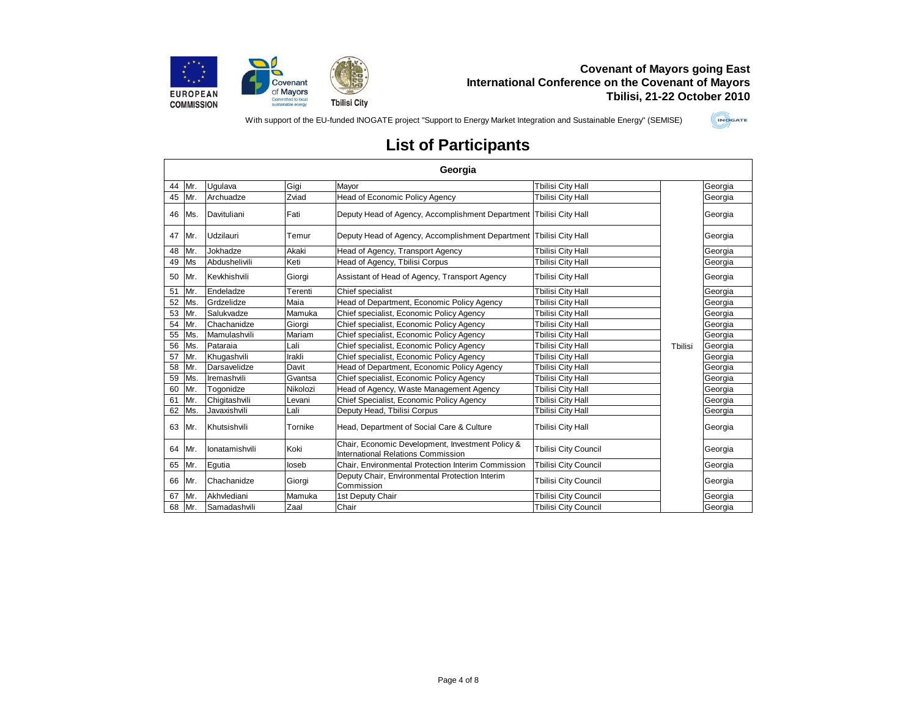**Covenant of Mayors going East**
**International Conference on the Covenant of Mayors**
**Tbilisi, 21-22 October 2010**

With support of the EU-funded INOGATE project "Support to Energy Market Integration and Sustainable Energy" (SEMISE)

# List of Participants

| Georgia | | | | | | | |
|---|---|---|---|---|---|---|---|
| 44 | Mr. | Ugulava | Gigi | Mayor | Tbilisi City Hall | Tbilisi | Georgia |
| 45 | Mr. | Archuadze | Zviad | Head of Economic Policy Agency | Tbilisi City Hall | | Georgia |
| 46 | Ms. | Davituliani | Fati | Deputy Head of Agency, Accomplishment Department | Tbilisi City Hall | | Georgia |
| 47 | Mr. | Udzilauri | Temur | Deputy Head of Agency, Accomplishment Department | Tbilisi City Hall | | Georgia |
| 48 | Mr. | Jokhadze | Akaki | Head of Agency, Transport Agency | Tbilisi City Hall | | Georgia |
| 49 | Ms | Abdushelivili | Keti | Head of Agency, Tbilisi Corpus | Tbilisi City Hall | | Georgia |
| 50 | Mr. | Kevkhishvili | Giorgi | Assistant of Head of Agency, Transport Agency | Tbilisi City Hall | | Georgia |
| 51 | Mr. | Endeladze | Terenti | Chief specialist | Tbilisi City Hall | | Georgia |
| 52 | Ms. | Grdzelidze | Maia | Head of Department, Economic Policy Agency | Tbilisi City Hall | | Georgia |
| 53 | Mr. | Salukvadze | Mamuka | Chief specialist, Economic Policy Agency | Tbilisi City Hall | | Georgia |
| 54 | Mr. | Chachanidze | Giorgi | Chief specialist, Economic Policy Agency | Tbilisi City Hall | | Georgia |
| 55 | Ms. | Mamulashvili | Mariam | Chief specialist, Economic Policy Agency | Tbilisi City Hall | | Georgia |
| 56 | Ms. | Pataraia | Lali | Chief specialist, Economic Policy Agency | Tbilisi City Hall | | Georgia |
| 57 | Mr. | Khugashvili | Irakli | Chief specialist, Economic Policy Agency | Tbilisi City Hall | | Georgia |
| 58 | Mr. | Darsavelidze | Davit | Head of Department, Economic Policy Agency | Tbilisi City Hall | | Georgia |
| 59 | Ms. | Iremashvili | Gvantsa | Chief specialist, Economic Policy Agency | Tbilisi City Hall | | Georgia |
| 60 | Mr. | Togonidze | Nikolozi | Head of Agency, Waste Management Agency | Tbilisi City Hall | | Georgia |
| 61 | Mr. | Chigitashvili | Levani | Chief Specialist, Economic Policy Agency | Tbilisi City Hall | | Georgia |
| 62 | Ms. | Javaxishvili | Lali | Deputy Head, Tbilisi Corpus | Tbilisi City Hall | | Georgia |
| 63 | Mr. | Khutsishvili | Tornike | Head, Department of Social Care & Culture | Tbilisi City Hall | | Georgia |
| 64 | Mr. | Ionatamishvili | Koki | Chair, Economic Development, Investment Policy & International Relations Commission | Tbilisi City Council | | Georgia |
| 65 | Mr. | Egutia | Ioseb | Chair, Environmental Protection Interim Commission | Tbilisi City Council | | Georgia |
| 66 | Mr. | Chachanidze | Giorgi | Deputy Chair, Environmental Protection Interim Commission | Tbilisi City Council | | Georgia |
| 67 | Mr. | Akhvlediani | Mamuka | 1st Deputy Chair | Tbilisi City Council | | Georgia |
| 68 | Mr. | Samadashvili | Zaal | Chair | Tbilisi City Council | | Georgia |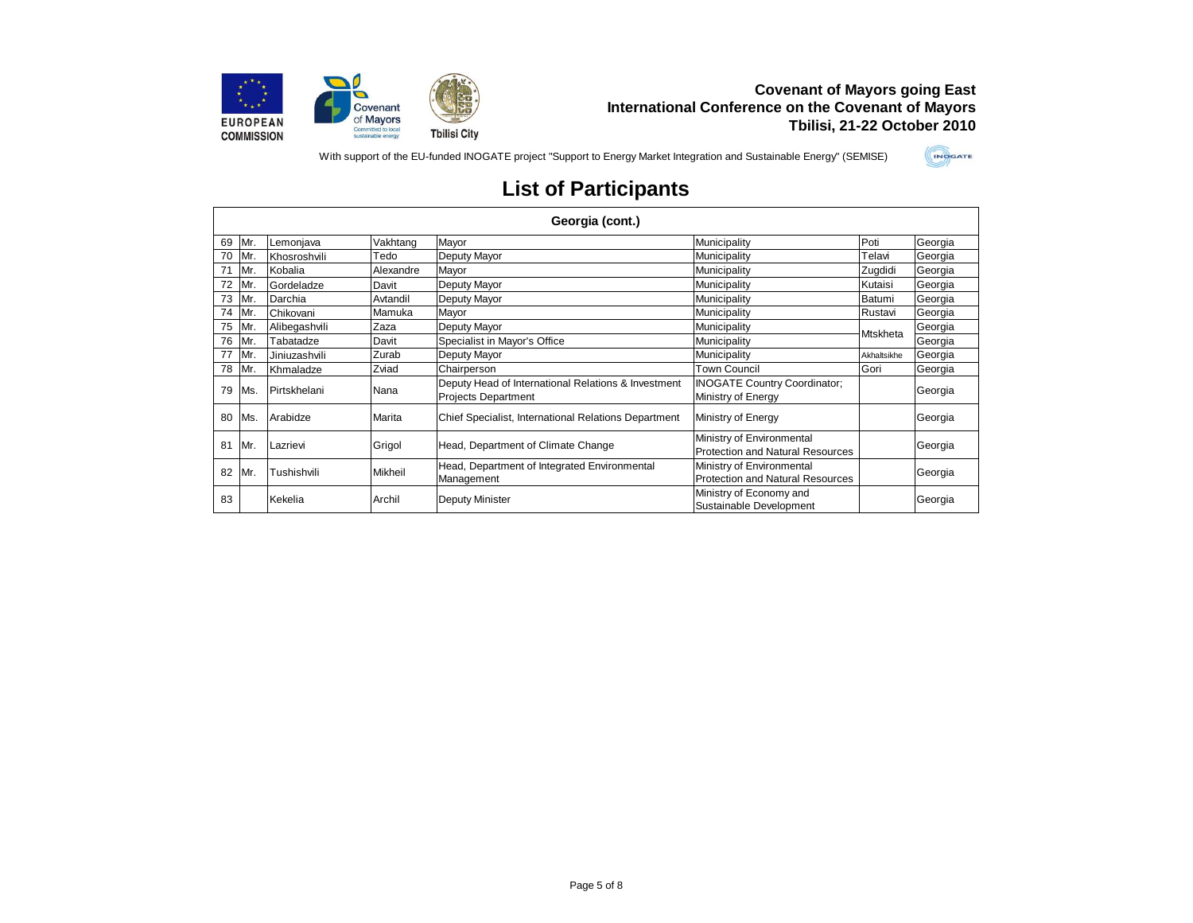Covenant of Mayors going East
International Conference on the Covenant of Mayors
Tbilisi, 21-22 October 2010

With support of the EU-funded INOGATE project "Support to Energy Market Integration and Sustainable Energy" (SEMISE)

# List of Participants

| Georgia (cont.) | | | | | | | |
|---|---|---|---|---|---|---|---|
| 69 | Mr. | Lemonjava | Vakhtang | Mayor | Municipality | Poti | Georgia |
| 70 | Mr. | Khosroshvili | Tedo | Deputy Mayor | Municipality | Telavi | Georgia |
| 71 | Mr. | Kobalia | Alexandre | Mayor | Municipality | Zugdidi | Georgia |
| 72 | Mr. | Gordeladze | Davit | Deputy Mayor | Municipality | Kutaisi | Georgia |
| 73 | Mr. | Darchia | Avtandil | Deputy Mayor | Municipality | Batumi | Georgia |
| 74 | Mr. | Chikovani | Mamuka | Mayor | Municipality | Rustavi | Georgia |
| 75 | Mr. | Alibegashvili | Zaza | Deputy Mayor | Municipality | Mtskheta | Georgia |
| 76 | Mr. | Tabatadze | Davit | Specialist in Mayor's Office | Municipality | | Georgia |
| 77 | Mr. | Jiniuzashvili | Zurab | Deputy Mayor | Municipality | Akhaltsikhe | Georgia |
| 78 | Mr. | Khmaladze | Zviad | Chairperson | Town Council | Gori | Georgia |
| 79 | Ms. | Pirtskhelani | Nana | Deputy Head of International Relations & Investment Projects Department | INOGATE Country Coordinator; Ministry of Energy | | Georgia |
| 80 | Ms. | Arabidze | Marita | Chief Specialist, International Relations Department | Ministry of Energy | | Georgia |
| 81 | Mr. | Lazrievi | Grigol | Head, Department of Climate Change | Ministry of Environmental Protection and Natural Resources | | Georgia |
| 82 | Mr. | Tushishvili | Mikheil | Head, Department of Integrated Environmental Management | Ministry of Environmental Protection and Natural Resources | | Georgia |
| 83 | | Kekelia | Archil | Deputy Minister | Ministry of Economy and Sustainable Development | | Georgia |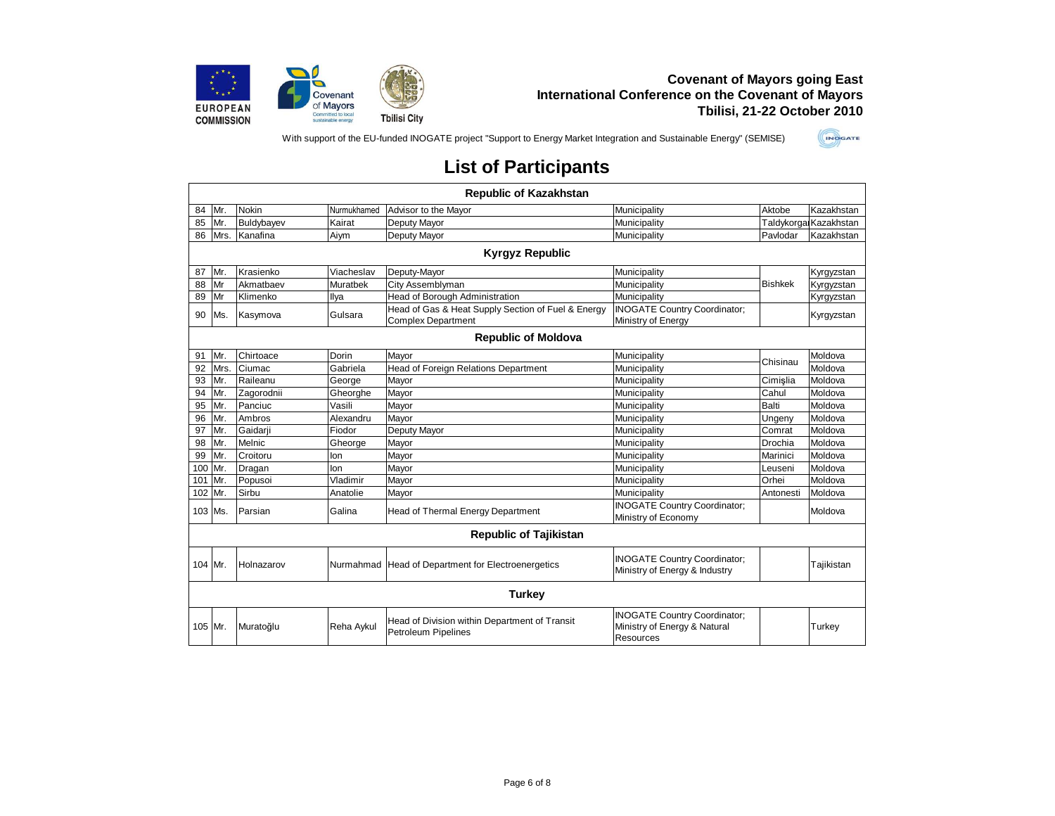**Covenant of Mayors going East**
**International Conference on the Covenant of Mayors**
**Tbilisi, 21-22 October 2010**

With support of the EU-funded INOGATE project "Support to Energy Market Integration and Sustainable Energy" (SEMISE)

# List of Participants

| | | | | | | | |
|---|---|---|---|---|---|---|---|
| **Republic of Kazakhstan** | | | | | | | |
| 84 | Mr. | Nokin | Nurmukhamed | Advisor to the Mayor | Municipality | Aktobe | Kazakhstan |
| 85 | Mr. | Buldybayev | Kairat | Deputy Mayor | Municipality | Taldykorgan | Kazakhstan |
| 86 | Mrs. | Kanafina | Aiym | Deputy Mayor | Municipality | Pavlodar | Kazakhstan |
| **Kyrgyz Republic** | | | | | | | |
| 87 | Mr. | Krasienko | Viacheslav | Deputy-Mayor | Municipality | Bishkek | Kyrgyzstan |
| 88 | Mr | Akmatbaev | Muratbek | City Assemblyman | Municipality | Bishkek | Kyrgyzstan |
| 89 | Mr | Klimenko | Ilya | Head of Borough Administration | Municipality | Bishkek | Kyrgyzstan |
| 90 | Ms. | Kasymova | Gulsara | Head of Gas & Heat Supply Section of Fuel & Energy Complex Department | INOGATE Country Coordinator; Ministry of Energy | | Kyrgyzstan |
| **Republic of Moldova** | | | | | | | |
| 91 | Mr. | Chirtoace | Dorin | Mayor | Municipality | Chisinau | Moldova |
| 92 | Mrs. | Ciumac | Gabriela | Head of Foreign Relations Department | Municipality | Chisinau | Moldova |
| 93 | Mr. | Raileanu | George | Mayor | Municipality | Cimişlia | Moldova |
| 94 | Mr. | Zagorodnii | Gheorghe | Mayor | Municipality | Cahul | Moldova |
| 95 | Mr. | Panciuc | Vasili | Mayor | Municipality | Balti | Moldova |
| 96 | Mr. | Ambros | Alexandru | Mayor | Municipality | Ungeny | Moldova |
| 97 | Mr. | Gaidarji | Fiodor | Deputy Mayor | Municipality | Comrat | Moldova |
| 98 | Mr. | Melnic | Gheorge | Mayor | Municipality | Drochia | Moldova |
| 99 | Mr. | Croitoru | Ion | Mayor | Municipality | Marinici | Moldova |
| 100 | Mr. | Dragan | Ion | Mayor | Municipality | Leuseni | Moldova |
| 101 | Mr. | Popusoi | Vladimir | Mayor | Municipality | Orhei | Moldova |
| 102 | Mr. | Sirbu | Anatolie | Mayor | Municipality | Antonesti | Moldova |
| 103 | Ms. | Parsian | Galina | Head of Thermal Energy Department | INOGATE Country Coordinator; Ministry of Economy | | Moldova |
| **Republic of Tajikistan** | | | | | | | |
| 104 | Mr. | Holnazarov | Nurmahmad | Head of Department for Electroenergetics | INOGATE Country Coordinator; Ministry of Energy & Industry | | Tajikistan |
| **Turkey** | | | | | | | |
| 105 | Mr. | Muratoğlu | Reha Aykul | Head of Division within Department of Transit Petroleum Pipelines | INOGATE Country Coordinator; Ministry of Energy & Natural Resources | | Turkey |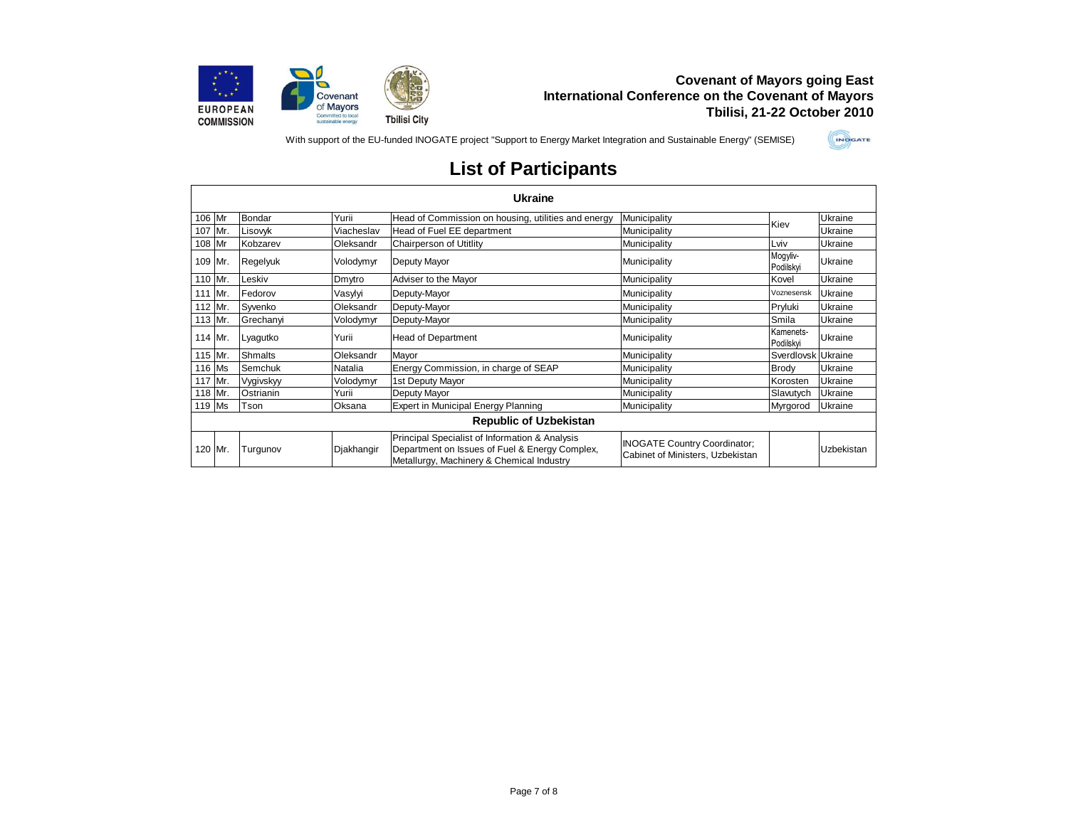**Covenant of Mayors going East**
**International Conference on the Covenant of Mayors**
**Tbilisi, 21-22 October 2010**

With support of the EU-funded INOGATE project "Support to Energy Market Integration and Sustainable Energy" (SEMISE)

# List of Participants

| | | | | | | | |
|---|---|---|---|---|---|---|---|
| **Ukraine** | | | | | | | |
| 106 | Mr | Bondar | Yurii | Head of Commission on housing, utilities and energy | Municipality | Kiev | Ukraine |
| 107 | Mr. | Lisovyk | Viacheslav | Head of Fuel EE department | Municipality | Kiev | Ukraine |
| 108 | Mr | Kobzarev | Oleksandr | Chairperson of Utitlity | Municipality | Lviv | Ukraine |
| 109 | Mr. | Regelyuk | Volodymyr | Deputy Mayor | Municipality | Mogyliv-Podilskyi | Ukraine |
| 110 | Mr. | Leskiv | Dmytro | Adviser to the Mayor | Municipality | Kovel | Ukraine |
| 111 | Mr. | Fedorov | Vasylyi | Deputy-Mayor | Municipality | Voznesensk | Ukraine |
| 112 | Mr. | Syvenko | Oleksandr | Deputy-Mayor | Municipality | Pryluki | Ukraine |
| 113 | Mr. | Grechanyi | Volodymyr | Deputy-Mayor | Municipality | Smila | Ukraine |
| 114 | Mr. | Lyagutko | Yurii | Head of Department | Municipality | Kamenets-Podilskyi | Ukraine |
| 115 | Mr. | Shmalts | Oleksandr | Mayor | Municipality | Sverdlovsk | Ukraine |
| 116 | Ms | Semchuk | Natalia | Energy Commission, in charge of SEAP | Municipality | Brody | Ukraine |
| 117 | Mr. | Vygivskyy | Volodymyr | 1st Deputy Mayor | Municipality | Korosten | Ukraine |
| 118 | Mr. | Ostrianin | Yurii | Deputy Mayor | Municipality | Slavutych | Ukraine |
| 119 | Ms | Tson | Oksana | Expert in Municipal Energy Planning | Municipality | Myrgorod | Ukraine |
| **Republic of Uzbekistan** | | | | | | | |
| 120 | Mr. | Turgunov | Djakhangir | Principal Specialist of Information & Analysis Department on Issues of Fuel & Energy Complex, Metallurgy, Machinery & Chemical Industry | INOGATE Country Coordinator; Cabinet of Ministers, Uzbekistan | | Uzbekistan |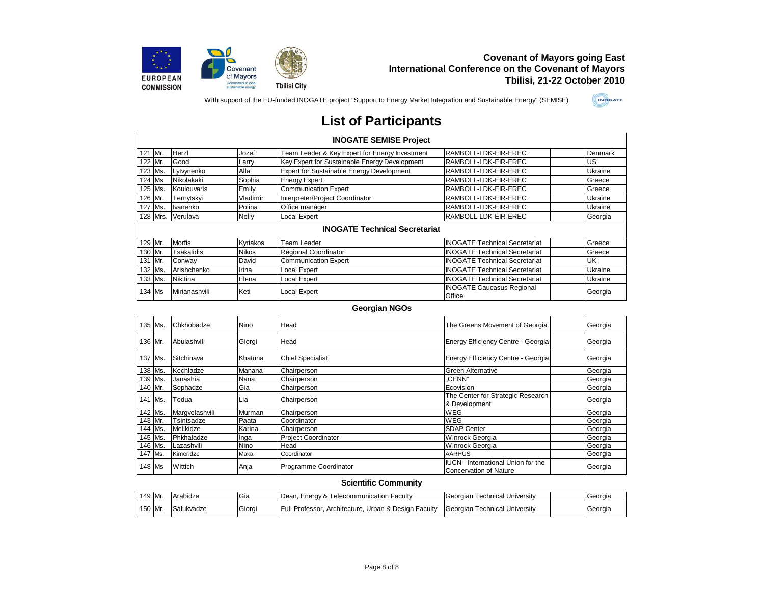**Covenant of Mayors going East**
**International Conference on the Covenant of Mayors**
**Tbilisi, 21-22 October 2010**

With support of the EU-funded INOGATE project "Support to Energy Market Integration and Sustainable Energy" (SEMISE)

# List of Participants

| | | | | | | | |
|---|---|---|---|---|---|---|---|
| **INOGATE SEMISE Project** | | | | | | | |
| 121 | Mr. | Herzl | Jozef | Team Leader & Key Expert for Energy Investment | RAMBOLL-LDK-EIR-EREC | | Denmark |
| 122 | Mr. | Good | Larry | Key Expert for Sustainable Energy Development | RAMBOLL-LDK-EIR-EREC | | US |
| 123 | Ms. | Lytvynenko | Alla | Expert for Sustainable Energy Development | RAMBOLL-LDK-EIR-EREC | | Ukraine |
| 124 | Ms | Nikolakaki | Sophia | Energy Expert | RAMBOLL-LDK-EIR-EREC | | Greece |
| 125 | Ms. | Koulouvaris | Emily | Communication Expert | RAMBOLL-LDK-EIR-EREC | | Greece |
| 126 | Mr. | Ternytskyi | Vladimir | Interpreter/Project Coordinator | RAMBOLL-LDK-EIR-EREC | | Ukraine |
| 127 | Ms. | Ivanenko | Polina | Office manager | RAMBOLL-LDK-EIR-EREC | | Ukraine |
| 128 | Mrs. | Verulava | Nelly | Local Expert | RAMBOLL-LDK-EIR-EREC | | Georgia |
| **INOGATE Technical Secretariat** | | | | | | | |
| 129 | Mr. | Morfis | Kyriakos | Team Leader | INOGATE Technical Secretariat | | Greece |
| 130 | Mr. | Tsakalidis | Nikos | Regional Coordinator | INOGATE Technical Secretariat | | Greece |
| 131 | Mr. | Conway | David | Communication Expert | INOGATE Technical Secretariat | | UK |
| 132 | Ms. | Arishchenko | Irina | Local Expert | INOGATE Technical Secretariat | | Ukraine |
| 133 | Ms. | Nikitina | Elena | Local Expert | INOGATE Technical Secretariat | | Ukraine |
| 134 | Ms | Mirianashvili | Keti | Local Expert | INOGATE Caucasus Regional Office | | Georgia |
| **Georgian NGOs** | | | | | | | |
| 135 | Ms. | Chkhobadze | Nino | Head | The Greens Movement of Georgia | | Georgia |
| 136 | Mr. | Abulashvili | Giorgi | Head | Energy Efficiency Centre - Georgia | | Georgia |
| 137 | Ms. | Sitchinava | Khatuna | Chief Specialist | Energy Efficiency Centre - Georgia | | Georgia |
| 138 | Ms. | Kochladze | Manana | Chairperson | Green Alternative | | Georgia |
| 139 | Ms. | Janashia | Nana | Chairperson | „CENN" | | Georgia |
| 140 | Mr. | Sophadze | Gia | Chairperson | Ecovision | | Georgia |
| 141 | Ms. | Todua | Lia | Chairperson | The Center for Strategic Research & Development | | Georgia |
| 142 | Ms. | Margvelashvili | Murman | Chairperson | WEG | | Georgia |
| 143 | Mr. | Tsintsadze | Paata | Coordinator | WEG | | Georgia |
| 144 | Ms. | Melikidze | Karina | Chairperson | SDAP Center | | Georgia |
| 145 | Ms. | Phkhaladze | Inga | Project Coordinator | Winrock Georgia | | Georgia |
| 146 | Ms. | Lazashvili | Nino | Head | Winrock Georgia | | Georgia |
| 147 | Ms. | Kimeridze | Maka | Coordinator | AARHUS | | Georgia |
| 148 | Ms | Wittich | Anja | Programme Coordinator | IUCN - International Union for the Concervation of Nature | | Georgia |
| **Scientific Community** | | | | | | | |
| 149 | Mr. | Arabidze | Gia | Dean, Energy & Telecommunication Faculty | Georgian Technical University | | Georgia |
| 150 | Mr. | Salukvadze | Giorgi | Full Professor, Architecture, Urban & Design Faculty | Georgian Technical University | | Georgia |